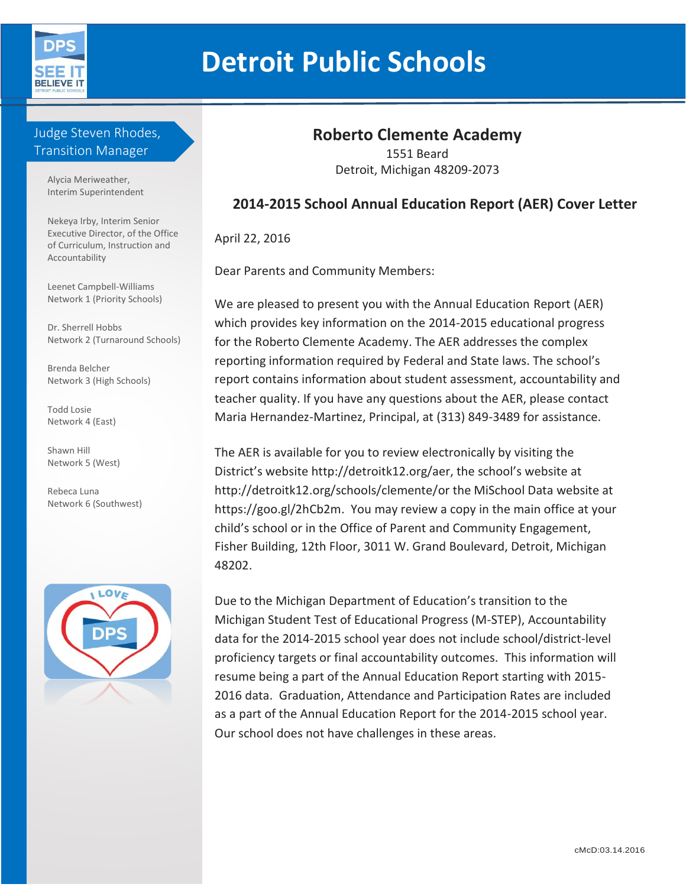# Detroit Public Schools

**Judge Steven Rhodes, Transition Manager**

Alycia Meriweather, Interim Superintendent

Nekeya Irby, Interim Senior Executive Director, of the Office of Curriculum, Instruction and Accountability

Leenet Campbell-Williams Network 1 (Priority Schools)

Dr. Sherrell Hobbs Network 2 (Turnaround Schools)

Brenda Belcher Network 3 (High Schools)

Todd Losie Network 4 (East)

Shawn Hill Network 5 (West)

Rebeca Luna Network 6 (Southwest)

## Roberto Clemente Academy

1551 Beard
Detroit, Michigan 48209-2073

### 2014-2015 School Annual Education Report (AER) Cover Letter

April 22, 2016

Dear Parents and Community Members:

We are pleased to present you with the Annual Education Report (AER) which provides key information on the 2014-2015 educational progress for the Roberto Clemente Academy. The AER addresses the complex reporting information required by Federal and State laws. The school's report contains information about student assessment, accountability and teacher quality. If you have any questions about the AER, please contact Maria Hernandez-Martinez, Principal, at (313) 849-3489 for assistance.

The AER is available for you to review electronically by visiting the District's website http://detroitk12.org/aer, the school's website at http://detroitk12.org/schools/clemente/or the MiSchool Data website at https://goo.gl/2hCb2m. You may review a copy in the main office at your child's school or in the Office of Parent and Community Engagement, Fisher Building, 12th Floor, 3011 W. Grand Boulevard, Detroit, Michigan 48202.

Due to the Michigan Department of Education's transition to the Michigan Student Test of Educational Progress (M-STEP), Accountability data for the 2014-2015 school year does not include school/district-level proficiency targets or final accountability outcomes. This information will resume being a part of the Annual Education Report starting with 2015-2016 data. Graduation, Attendance and Participation Rates are included as a part of the Annual Education Report for the 2014-2015 school year. Our school does not have challenges in these areas.

cMcD:03.14.2016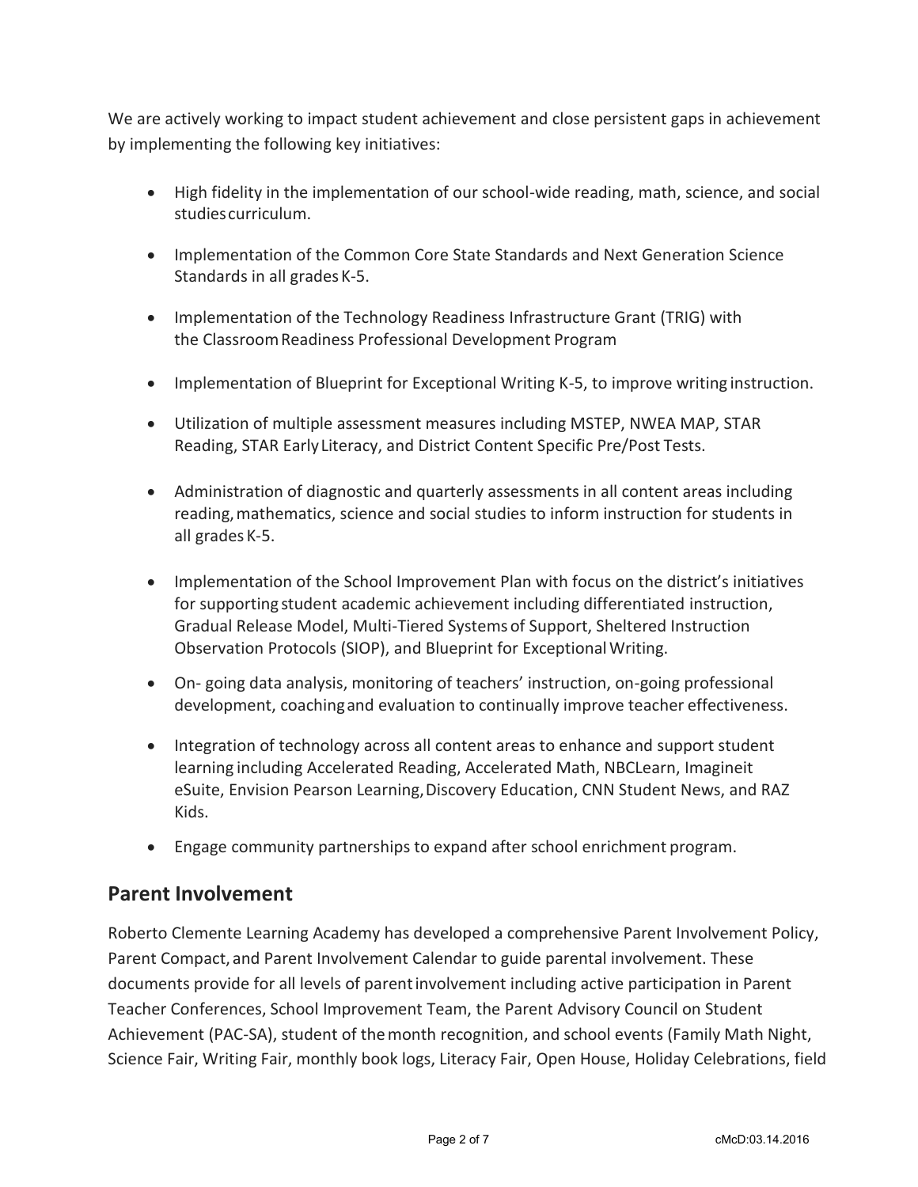We are actively working to impact student achievement and close persistent gaps in achievement by implementing the following key initiatives:

- High fidelity in the implementation of our school-wide reading, math, science, and social studies curriculum.
- Implementation of the Common Core State Standards and Next Generation Science Standards in all grades K-5.
- Implementation of the Technology Readiness Infrastructure Grant (TRIG) with the Classroom Readiness Professional Development Program
- Implementation of Blueprint for Exceptional Writing K-5, to improve writing instruction.
- Utilization of multiple assessment measures including MSTEP, NWEA MAP, STAR Reading, STAR Early Literacy, and District Content Specific Pre/Post Tests.
- Administration of diagnostic and quarterly assessments in all content areas including reading, mathematics, science and social studies to inform instruction for students in all grades K-5.
- Implementation of the School Improvement Plan with focus on the district's initiatives for supporting student academic achievement including differentiated instruction, Gradual Release Model, Multi-Tiered Systems of Support, Sheltered Instruction Observation Protocols (SIOP), and Blueprint for Exceptional Writing.
- On- going data analysis, monitoring of teachers' instruction, on-going professional development, coaching and evaluation to continually improve teacher effectiveness.
- Integration of technology across all content areas to enhance and support student learning including Accelerated Reading, Accelerated Math, NBCLearn, Imagineit eSuite, Envision Pearson Learning, Discovery Education, CNN Student News, and RAZ Kids.
- Engage community partnerships to expand after school enrichment program.

## Parent Involvement

Roberto Clemente Learning Academy has developed a comprehensive Parent Involvement Policy, Parent Compact, and Parent Involvement Calendar to guide parental involvement. These documents provide for all levels of parent involvement including active participation in Parent Teacher Conferences, School Improvement Team, the Parent Advisory Council on Student Achievement (PAC-SA), student of the month recognition, and school events (Family Math Night, Science Fair, Writing Fair, monthly book logs, Literacy Fair, Open House, Holiday Celebrations, field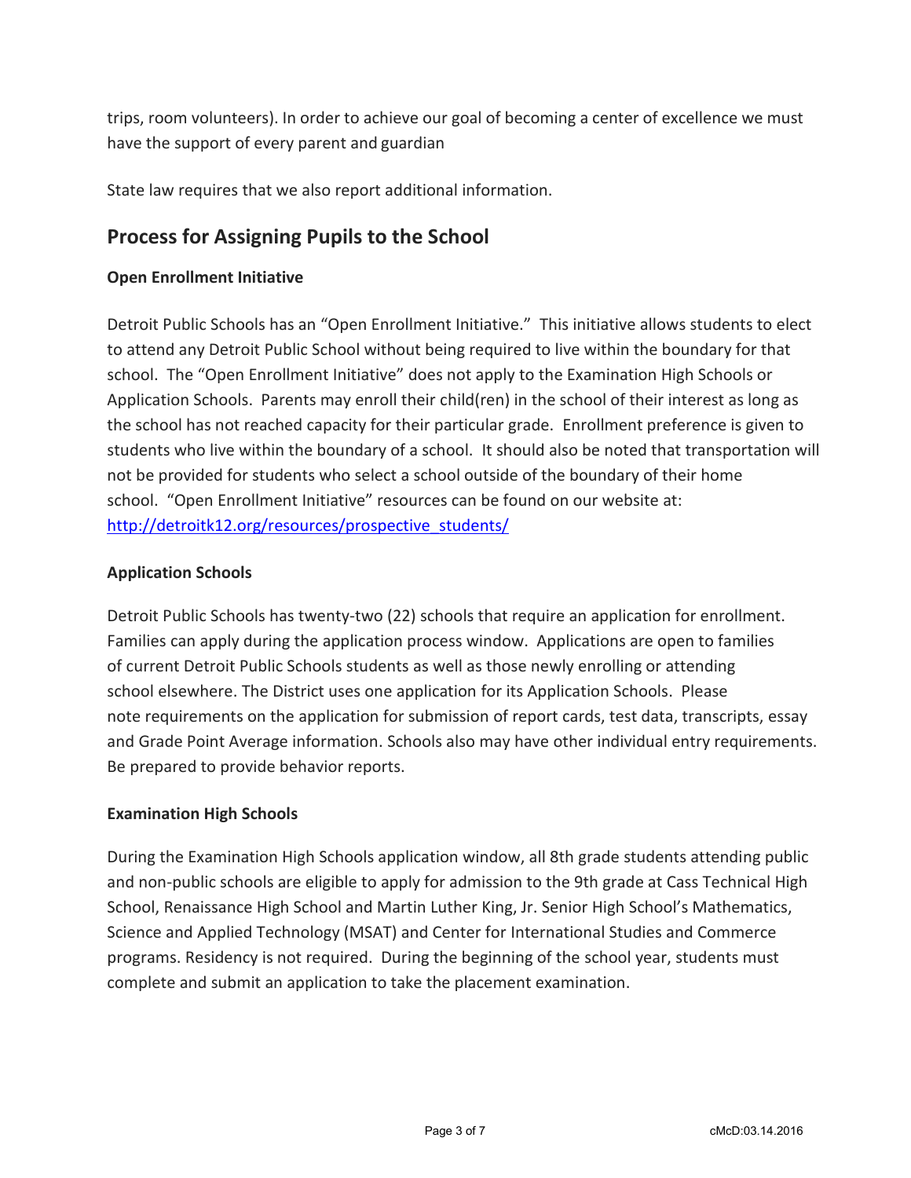trips, room volunteers). In order to achieve our goal of becoming a center of excellence we must have the support of every parent and guardian

State law requires that we also report additional information.

## Process for Assigning Pupils to the School

**Open Enrollment Initiative**

Detroit Public Schools has an "Open Enrollment Initiative." This initiative allows students to elect to attend any Detroit Public School without being required to live within the boundary for that school. The "Open Enrollment Initiative" does not apply to the Examination High Schools or Application Schools. Parents may enroll their child(ren) in the school of their interest as long as the school has not reached capacity for their particular grade. Enrollment preference is given to students who live within the boundary of a school. It should also be noted that transportation will not be provided for students who select a school outside of the boundary of their home school. "Open Enrollment Initiative" resources can be found on our website at: [http://detroitk12.org/resources/prospective_students/](http://detroitk12.org/resources/prospective_students/)

**Application Schools**

Detroit Public Schools has twenty-two (22) schools that require an application for enrollment. Families can apply during the application process window. Applications are open to families of current Detroit Public Schools students as well as those newly enrolling or attending school elsewhere. The District uses one application for its Application Schools. Please note requirements on the application for submission of report cards, test data, transcripts, essay and Grade Point Average information. Schools also may have other individual entry requirements. Be prepared to provide behavior reports.

**Examination High Schools**

During the Examination High Schools application window, all 8th grade students attending public and non-public schools are eligible to apply for admission to the 9th grade at Cass Technical High School, Renaissance High School and Martin Luther King, Jr. Senior High School's Mathematics, Science and Applied Technology (MSAT) and Center for International Studies and Commerce programs. Residency is not required. During the beginning of the school year, students must complete and submit an application to take the placement examination.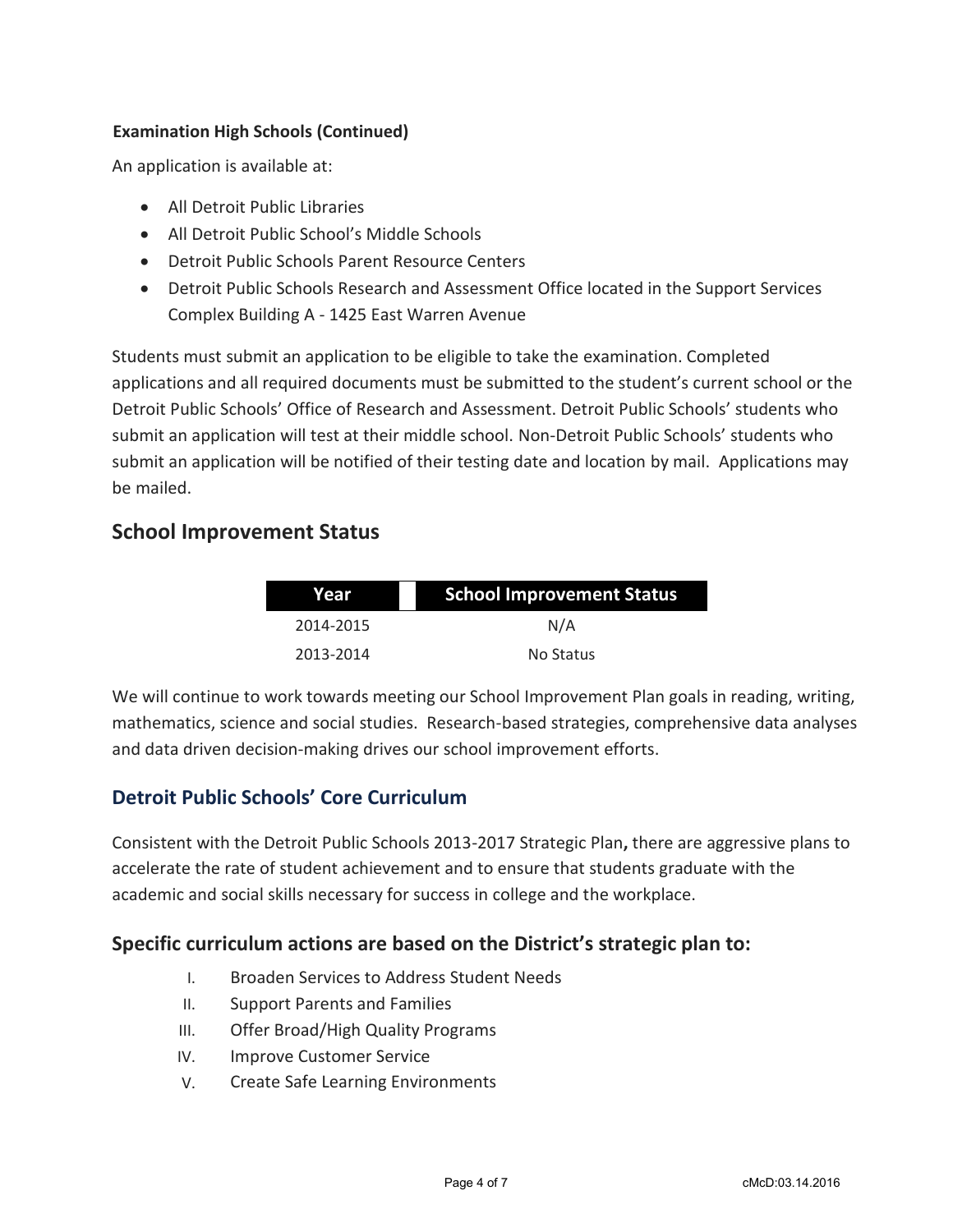**Examination High Schools (Continued)**

An application is available at:

- All Detroit Public Libraries
- All Detroit Public School's Middle Schools
- Detroit Public Schools Parent Resource Centers
- Detroit Public Schools Research and Assessment Office located in the Support Services Complex Building A - 1425 East Warren Avenue

Students must submit an application to be eligible to take the examination. Completed applications and all required documents must be submitted to the student's current school or the Detroit Public Schools' Office of Research and Assessment. Detroit Public Schools' students who submit an application will test at their middle school. Non-Detroit Public Schools' students who submit an application will be notified of their testing date and location by mail. Applications may be mailed.

## School Improvement Status

| Year | School Improvement Status |
|---|---|
| 2014-2015 | N/A |
| 2013-2014 | No Status |

We will continue to work towards meeting our School Improvement Plan goals in reading, writing, mathematics, science and social studies. Research-based strategies, comprehensive data analyses and data driven decision-making drives our school improvement efforts.

## Detroit Public Schools' Core Curriculum

Consistent with the Detroit Public Schools 2013-2017 Strategic Plan**,** there are aggressive plans to accelerate the rate of student achievement and to ensure that students graduate with the academic and social skills necessary for success in college and the workplace.

### Specific curriculum actions are based on the District's strategic plan to:

I. Broaden Services to Address Student Needs
II. Support Parents and Families
III. Offer Broad/High Quality Programs
IV. Improve Customer Service
V. Create Safe Learning Environments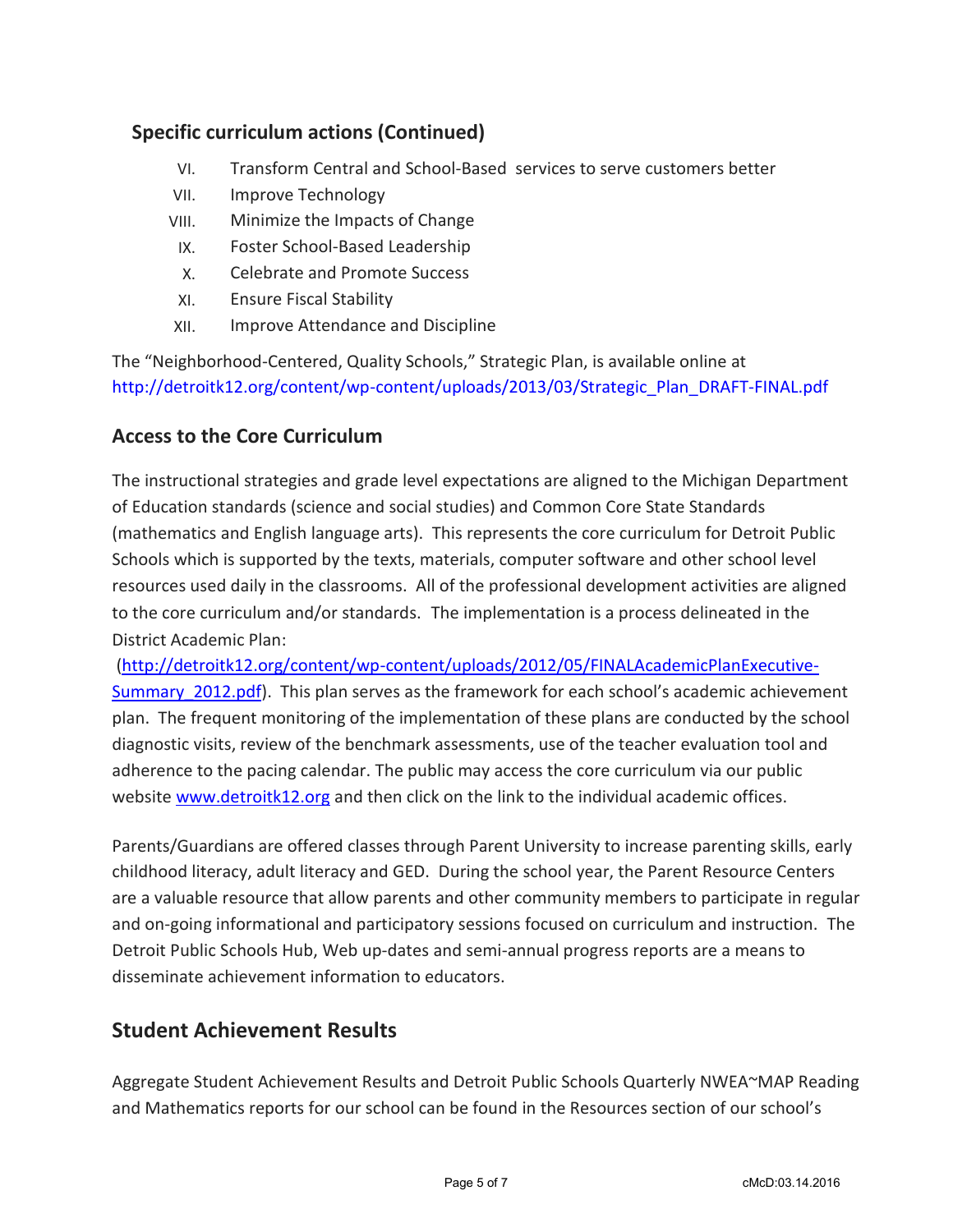## Specific curriculum actions (Continued)

VI. Transform Central and School-Based services to serve customers better
VII. Improve Technology
VIII. Minimize the Impacts of Change
IX. Foster School-Based Leadership
X. Celebrate and Promote Success
XI. Ensure Fiscal Stability
XII. Improve Attendance and Discipline

The "Neighborhood-Centered, Quality Schools," Strategic Plan, is available online at http://detroitk12.org/content/wp-content/uploads/2013/03/Strategic_Plan_DRAFT-FINAL.pdf

## Access to the Core Curriculum

The instructional strategies and grade level expectations are aligned to the Michigan Department of Education standards (science and social studies) and Common Core State Standards (mathematics and English language arts). This represents the core curriculum for Detroit Public Schools which is supported by the texts, materials, computer software and other school level resources used daily in the classrooms. All of the professional development activities are aligned to the core curriculum and/or standards. The implementation is a process delineated in the District Academic Plan:
(http://detroitk12.org/content/wp-content/uploads/2012/05/FINALAcademicPlanExecutive-Summary_2012.pdf). This plan serves as the framework for each school's academic achievement plan. The frequent monitoring of the implementation of these plans are conducted by the school diagnostic visits, review of the benchmark assessments, use of the teacher evaluation tool and adherence to the pacing calendar. The public may access the core curriculum via our public website www.detroitk12.org and then click on the link to the individual academic offices.

Parents/Guardians are offered classes through Parent University to increase parenting skills, early childhood literacy, adult literacy and GED. During the school year, the Parent Resource Centers are a valuable resource that allow parents and other community members to participate in regular and on-going informational and participatory sessions focused on curriculum and instruction. The Detroit Public Schools Hub, Web up-dates and semi-annual progress reports are a means to disseminate achievement information to educators.

## Student Achievement Results

Aggregate Student Achievement Results and Detroit Public Schools Quarterly NWEA~MAP Reading and Mathematics reports for our school can be found in the Resources section of our school's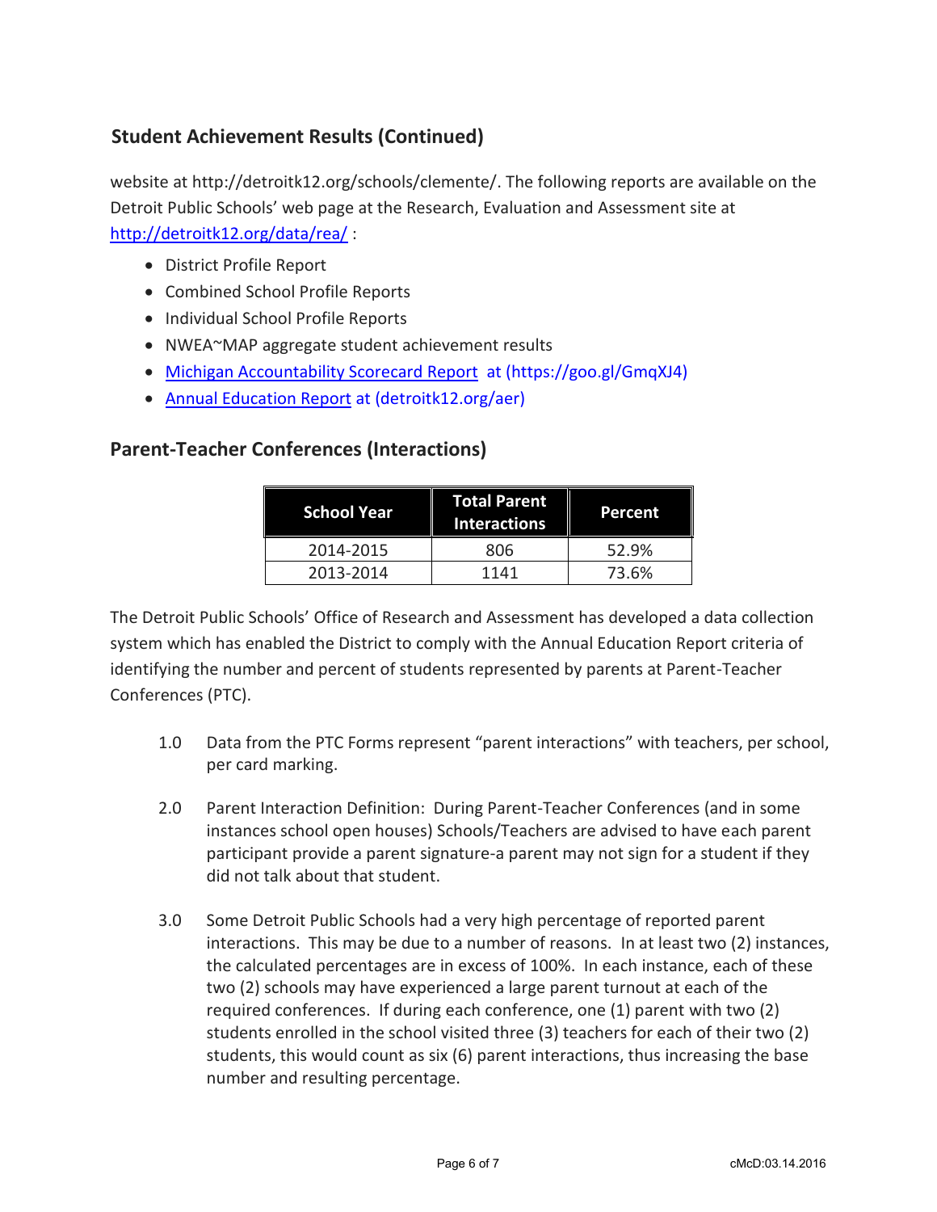## Student Achievement Results (Continued)

website at http://detroitk12.org/schools/clemente/. The following reports are available on the Detroit Public Schools' web page at the Research, Evaluation and Assessment site at http://detroitk12.org/data/rea/ :

- District Profile Report
- Combined School Profile Reports
- Individual School Profile Reports
- NWEA~MAP aggregate student achievement results
- Michigan Accountability Scorecard Report at (https://goo.gl/GmqXJ4)
- Annual Education Report at (detroitk12.org/aer)

## Parent-Teacher Conferences (Interactions)

| School Year | Total Parent Interactions | Percent |
|---|---|---|
| 2014-2015 | 806 | 52.9% |
| 2013-2014 | 1141 | 73.6% |

The Detroit Public Schools' Office of Research and Assessment has developed a data collection system which has enabled the District to comply with the Annual Education Report criteria of identifying the number and percent of students represented by parents at Parent-Teacher Conferences (PTC).

1.0 Data from the PTC Forms represent "parent interactions" with teachers, per school, per card marking.

2.0 Parent Interaction Definition: During Parent-Teacher Conferences (and in some instances school open houses) Schools/Teachers are advised to have each parent participant provide a parent signature-a parent may not sign for a student if they did not talk about that student.

3.0 Some Detroit Public Schools had a very high percentage of reported parent interactions. This may be due to a number of reasons. In at least two (2) instances, the calculated percentages are in excess of 100%. In each instance, each of these two (2) schools may have experienced a large parent turnout at each of the required conferences. If during each conference, one (1) parent with two (2) students enrolled in the school visited three (3) teachers for each of their two (2) students, this would count as six (6) parent interactions, thus increasing the base number and resulting percentage.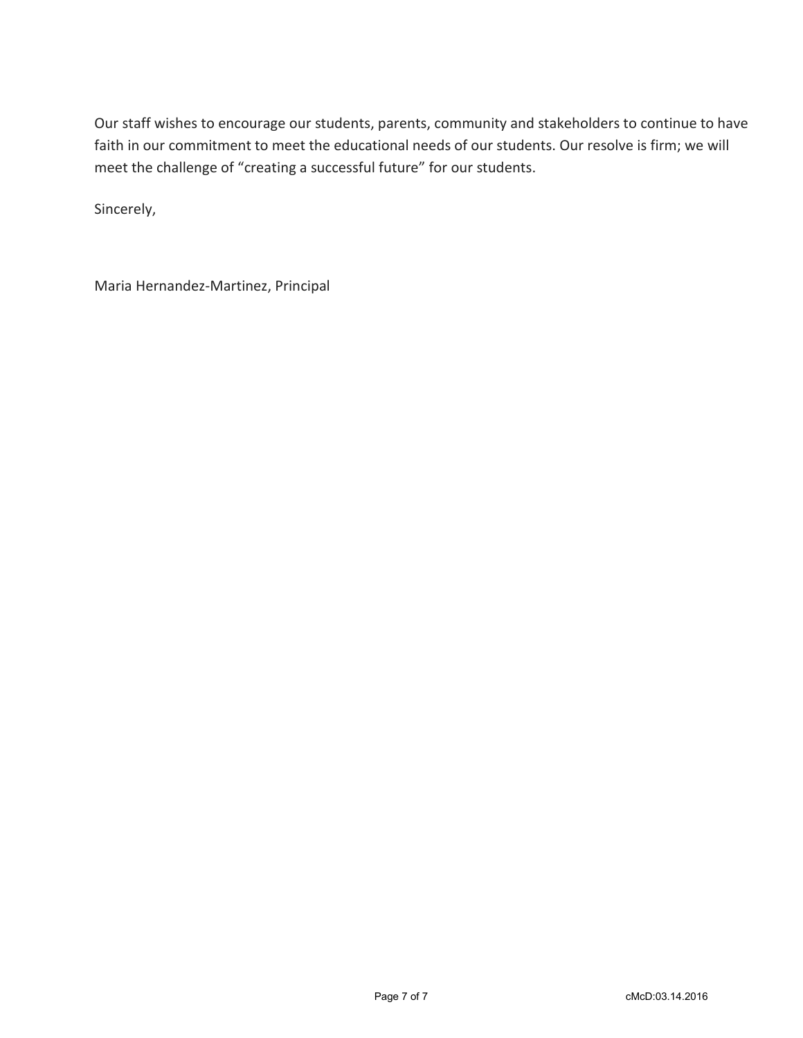Our staff wishes to encourage our students, parents, community and stakeholders to continue to have faith in our commitment to meet the educational needs of our students. Our resolve is firm; we will meet the challenge of "creating a successful future" for our students.

Sincerely,

Maria Hernandez-Martinez, Principal